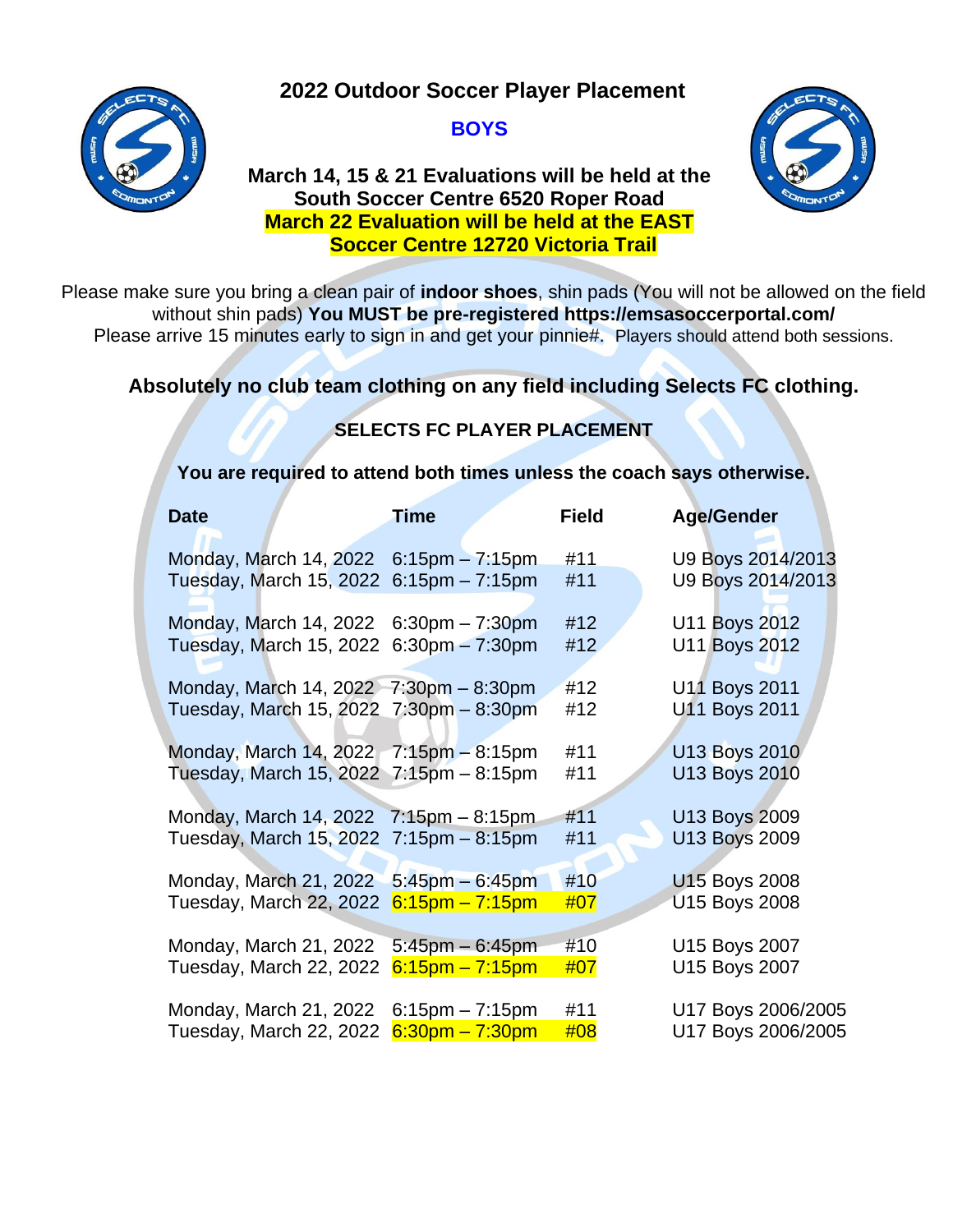# 2022 Outdoor Soccer Player Placement

## BOYS

**March 14, 15 & 21 Evaluations will be held at the South Soccer Centre 6520 Roper Road**
**March 22 Evaluation will be held at the EAST Soccer Centre 12720 Victoria Trail**

Please make sure you bring a clean pair of **indoor shoes**, shin pads (You will not be allowed on the field without shin pads) **You MUST be pre-registered https://emsasoccerportal.com/**
Please arrive 15 minutes early to sign in and get your pinnie#. Players should attend both sessions.

**Absolutely no club team clothing on any field including Selects FC clothing.**

**SELECTS FC PLAYER PLACEMENT**

**You are required to attend both times unless the coach says otherwise.**

| Date | Time | Field | Age/Gender |
|---|---|---|---|
| Monday, March 14, 2022 | 6:15pm – 7:15pm | #11 | U9 Boys 2014/2013 |
| Tuesday, March 15, 2022 | 6:15pm – 7:15pm | #11 | U9 Boys 2014/2013 |
| Monday, March 14, 2022 | 6:30pm – 7:30pm | #12 | U11 Boys 2012 |
| Tuesday, March 15, 2022 | 6:30pm – 7:30pm | #12 | U11 Boys 2012 |
| Monday, March 14, 2022 | 7:30pm – 8:30pm | #12 | U11 Boys 2011 |
| Tuesday, March 15, 2022 | 7:30pm – 8:30pm | #12 | U11 Boys 2011 |
| Monday, March 14, 2022 | 7:15pm – 8:15pm | #11 | U13 Boys 2010 |
| Tuesday, March 15, 2022 | 7:15pm – 8:15pm | #11 | U13 Boys 2010 |
| Monday, March 14, 2022 | 7:15pm – 8:15pm | #11 | U13 Boys 2009 |
| Tuesday, March 15, 2022 | 7:15pm – 8:15pm | #11 | U13 Boys 2009 |
| Monday, March 21, 2022 | 5:45pm – 6:45pm | #10 | U15 Boys 2008 |
| Tuesday, March 22, 2022 | 6:15pm – 7:15pm | #07 | U15 Boys 2008 |
| Monday, March 21, 2022 | 5:45pm – 6:45pm | #10 | U15 Boys 2007 |
| Tuesday, March 22, 2022 | 6:15pm – 7:15pm | #07 | U15 Boys 2007 |
| Monday, March 21, 2022 | 6:15pm – 7:15pm | #11 | U17 Boys 2006/2005 |
| Tuesday, March 22, 2022 | 6:30pm – 7:30pm | #08 | U17 Boys 2006/2005 |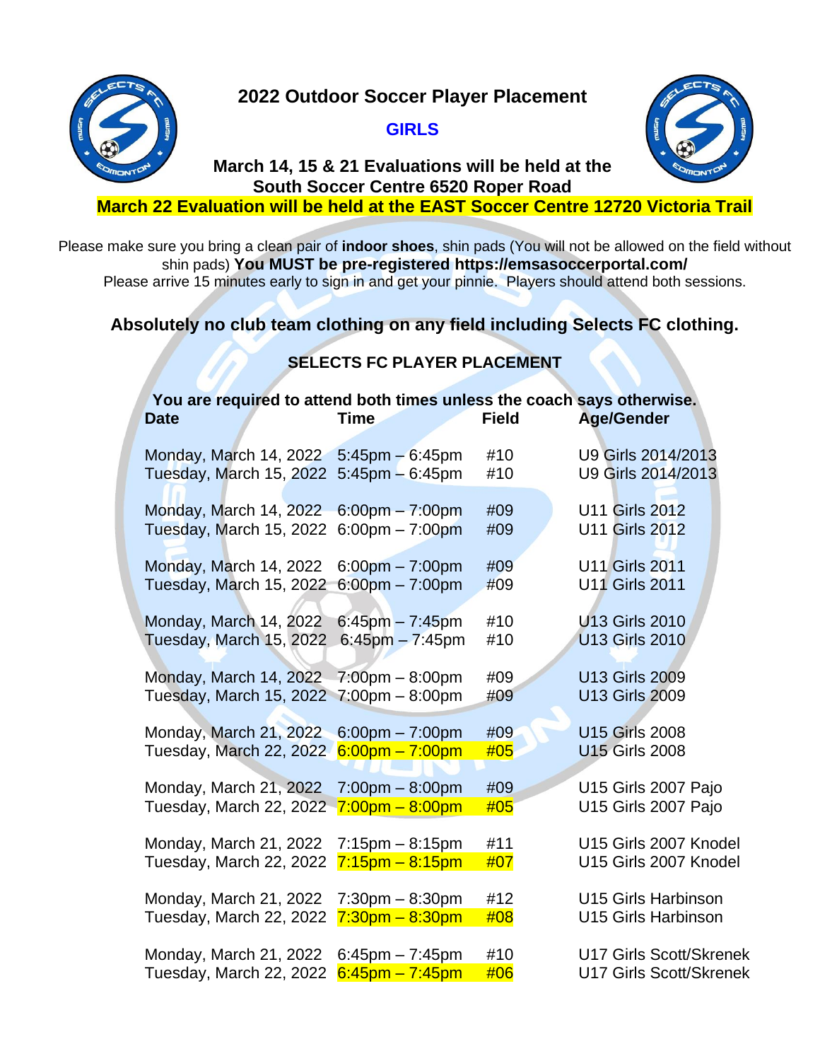# 2022 Outdoor Soccer Player Placement

## GIRLS

**March 14, 15 & 21 Evaluations will be held at the South Soccer Centre 6520 Roper Road**

**March 22 Evaluation will be held at the EAST Soccer Centre 12720 Victoria Trail**

Please make sure you bring a clean pair of **indoor shoes**, shin pads (You will not be allowed on the field without shin pads) **You MUST be pre-registered https://emsasoccerportal.com/**
Please arrive 15 minutes early to sign in and get your pinnie. Players should attend both sessions.

**Absolutely no club team clothing on any field including Selects FC clothing.**

### SELECTS FC PLAYER PLACEMENT

**You are required to attend both times unless the coach says otherwise.**

| Date | Time | Field | Age/Gender |
|---|---|---|---|
| Monday, March 14, 2022 | 5:45pm – 6:45pm | #10 | U9 Girls 2014/2013 |
| Tuesday, March 15, 2022 | 5:45pm – 6:45pm | #10 | U9 Girls 2014/2013 |
| Monday, March 14, 2022 | 6:00pm – 7:00pm | #09 | U11 Girls 2012 |
| Tuesday, March 15, 2022 | 6:00pm – 7:00pm | #09 | U11 Girls 2012 |
| Monday, March 14, 2022 | 6:00pm – 7:00pm | #09 | U11 Girls 2011 |
| Tuesday, March 15, 2022 | 6:00pm – 7:00pm | #09 | U11 Girls 2011 |
| Monday, March 14, 2022 | 6:45pm – 7:45pm | #10 | U13 Girls 2010 |
| Tuesday, March 15, 2022 | 6:45pm – 7:45pm | #10 | U13 Girls 2010 |
| Monday, March 14, 2022 | 7:00pm – 8:00pm | #09 | U13 Girls 2009 |
| Tuesday, March 15, 2022 | 7:00pm – 8:00pm | #09 | U13 Girls 2009 |
| Monday, March 21, 2022 | 6:00pm – 7:00pm | #09 | U15 Girls 2008 |
| Tuesday, March 22, 2022 | 6:00pm – 7:00pm | #05 | U15 Girls 2008 |
| Monday, March 21, 2022 | 7:00pm – 8:00pm | #09 | U15 Girls 2007 Pajo |
| Tuesday, March 22, 2022 | 7:00pm – 8:00pm | #05 | U15 Girls 2007 Pajo |
| Monday, March 21, 2022 | 7:15pm – 8:15pm | #11 | U15 Girls 2007 Knodel |
| Tuesday, March 22, 2022 | 7:15pm – 8:15pm | #07 | U15 Girls 2007 Knodel |
| Monday, March 21, 2022 | 7:30pm – 8:30pm | #12 | U15 Girls Harbinson |
| Tuesday, March 22, 2022 | 7:30pm – 8:30pm | #08 | U15 Girls Harbinson |
| Monday, March 21, 2022 | 6:45pm – 7:45pm | #10 | U17 Girls Scott/Skrenek |
| Tuesday, March 22, 2022 | 6:45pm – 7:45pm | #06 | U17 Girls Scott/Skrenek |